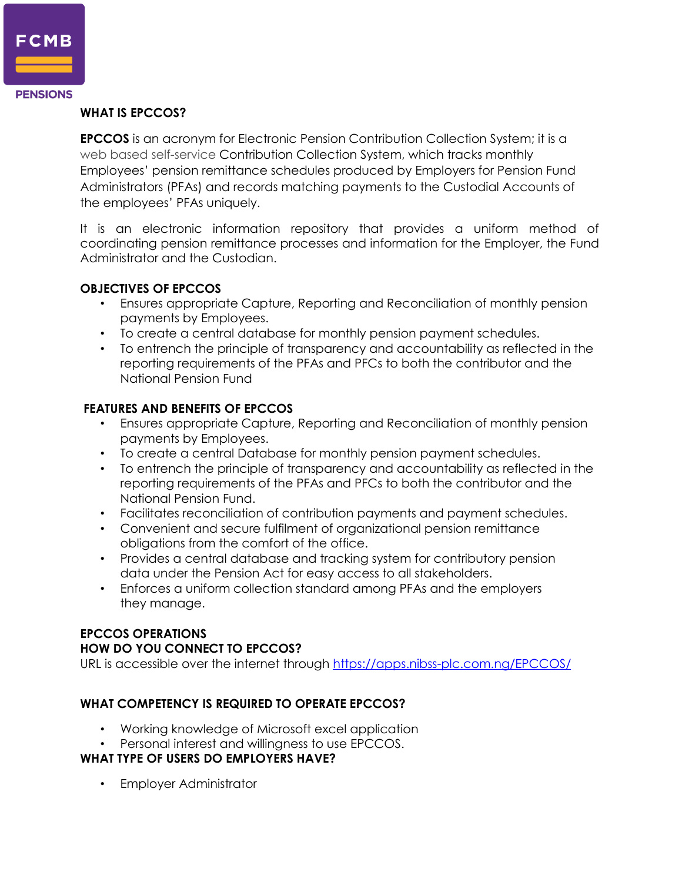FCMB PENSIONS

## WHAT IS EPCCOS?

**EPCCOS** is an acronym for Electronic Pension Contribution Collection System; it is a web based self-service Contribution Collection System, which tracks monthly Employees' pension remittance schedules produced by Employers for Pension Fund Administrators (PFAs) and records matching payments to the Custodial Accounts of the employees' PFAs uniquely.

It is an electronic information repository that provides a uniform method of coordinating pension remittance processes and information for the Employer, the Fund Administrator and the Custodian.

## OBJECTIVES OF EPCCOS

- Ensures appropriate Capture, Reporting and Reconciliation of monthly pension payments by Employees.
- To create a central database for monthly pension payment schedules.
- To entrench the principle of transparency and accountability as reflected in the reporting requirements of the PFAs and PFCs to both the contributor and the National Pension Fund

## FEATURES AND BENEFITS OF EPCCOS

- Ensures appropriate Capture, Reporting and Reconciliation of monthly pension payments by Employees.
- To create a central Database for monthly pension payment schedules.
- To entrench the principle of transparency and accountability as reflected in the reporting requirements of the PFAs and PFCs to both the contributor and the National Pension Fund.
- Facilitates reconciliation of contribution payments and payment schedules.
- Convenient and secure fulfilment of organizational pension remittance obligations from the comfort of the office.
- Provides a central database and tracking system for contributory pension data under the Pension Act for easy access to all stakeholders.
- Enforces a uniform collection standard among PFAs and the employers they manage.

## EPCCOS OPERATIONS

### HOW DO YOU CONNECT TO EPCCOS?

URL is accessible over the internet through https://apps.nibss-plc.com.ng/EPCCOS/

### WHAT COMPETENCY IS REQUIRED TO OPERATE EPCCOS?

- Working knowledge of Microsoft excel application
- Personal interest and willingness to use EPCCOS.

### WHAT TYPE OF USERS DO EMPLOYERS HAVE?

- Employer Administrator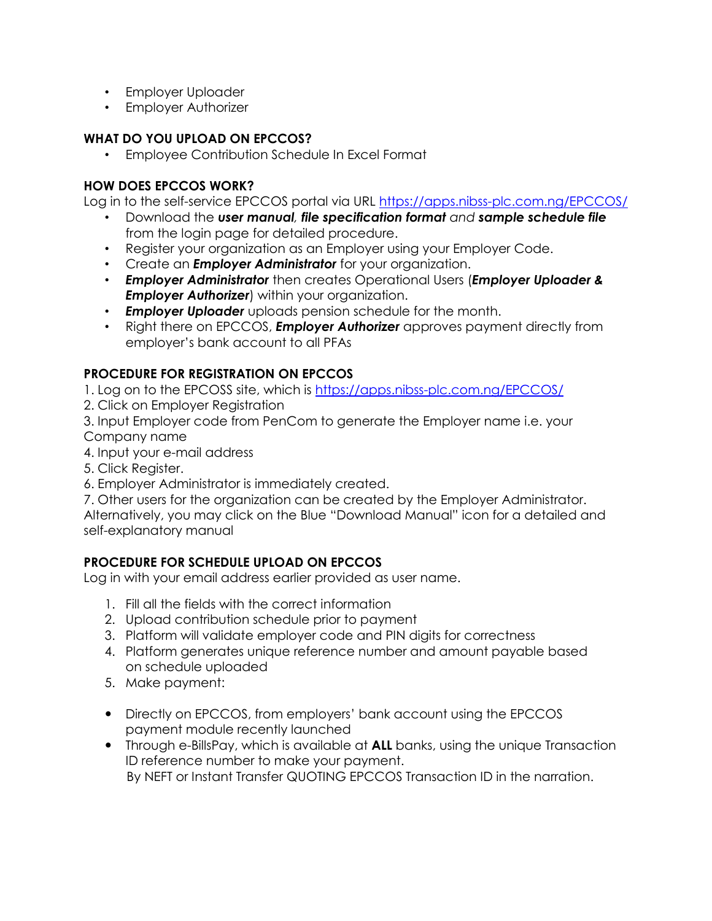- Employer Uploader
- Employer Authorizer

**WHAT DO YOU UPLOAD ON EPCCOS?**

- Employee Contribution Schedule In Excel Format

**HOW DOES EPCCOS WORK?**

Log in to the self-service EPCCOS portal via URL [https://apps.nibss-plc.com.ng/EPCCOS/](https://apps.nibss-plc.com.ng/EPCCOS/)

- Download the ***user manual*****,** ***file specification format*** *and* ***sample schedule file*** from the login page for detailed procedure.
- Register your organization as an Employer using your Employer Code.
- Create an ***Employer Administrator*** for your organization.
- ***Employer Administrator*** then creates Operational Users (***Employer Uploader & Employer Authorizer***) within your organization.
- ***Employer Uploader*** uploads pension schedule for the month.
- Right there on EPCCOS, ***Employer Authorizer*** approves payment directly from employer's bank account to all PFAs

**PROCEDURE FOR REGISTRATION ON EPCCOS**

1. Log on to the EPCOSS site, which is [https://apps.nibss-plc.com.ng/EPCCOS/](https://apps.nibss-plc.com.ng/EPCCOS/)
2. Click on Employer Registration
3. Input Employer code from PenCom to generate the Employer name i.e. your Company name
4. Input your e-mail address
5. Click Register.
6. Employer Administrator is immediately created.
7. Other users for the organization can be created by the Employer Administrator.

Alternatively, you may click on the Blue "Download Manual" icon for a detailed and self-explanatory manual

**PROCEDURE FOR SCHEDULE UPLOAD ON EPCCOS**

Log in with your email address earlier provided as user name.

1. Fill all the fields with the correct information
2. Upload contribution schedule prior to payment
3. Platform will validate employer code and PIN digits for correctness
4. Platform generates unique reference number and amount payable based on schedule uploaded
5. Make payment:

- Directly on EPCCOS, from employers' bank account using the EPCCOS payment module recently launched
- Through e-BillsPay, which is available at **ALL** banks, using the unique Transaction ID reference number to make your payment.
  By NEFT or Instant Transfer QUOTING EPCCOS Transaction ID in the narration.